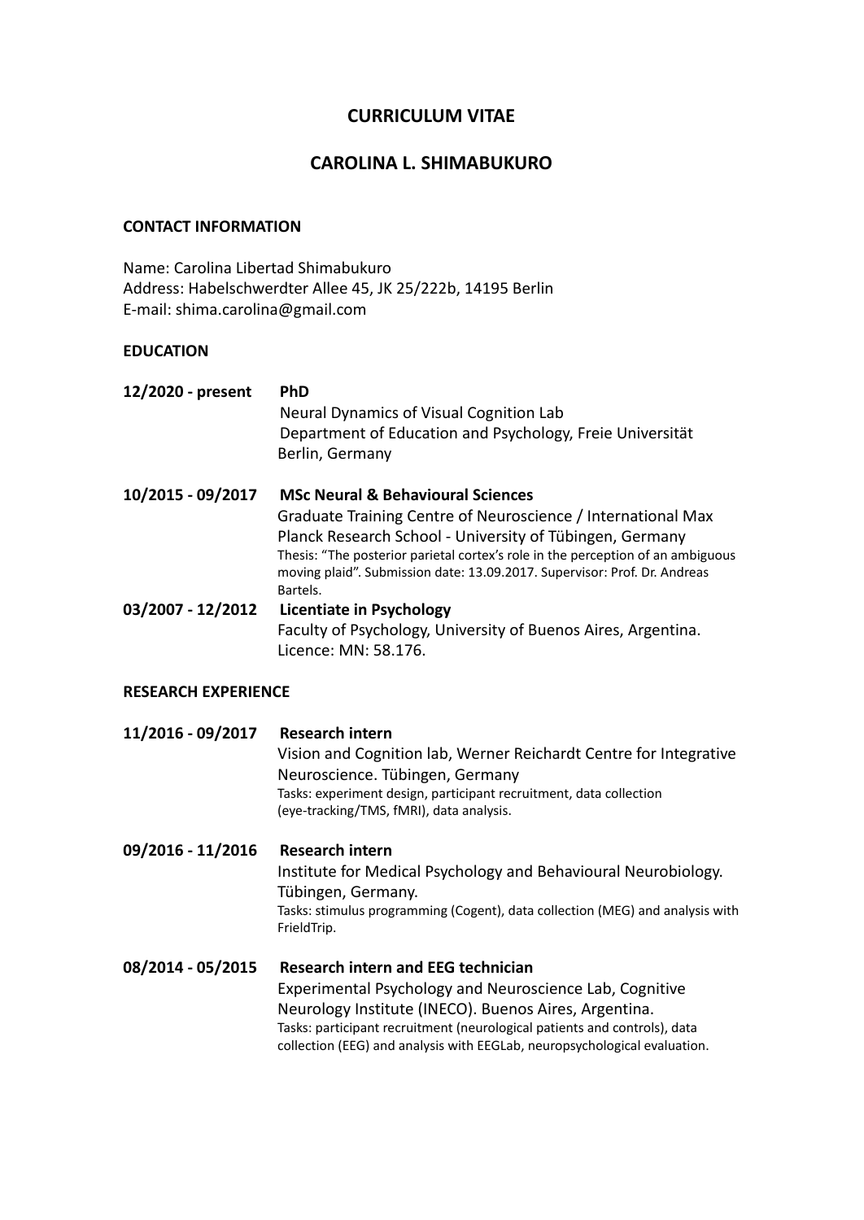# CURRICULUM VITAE

# CAROLINA L. SHIMABUKURO

## CONTACT INFORMATION

Name: Carolina Libertad Shimabukuro
Address: Habelschwerdter Allee 45, JK 25/222b, 14195 Berlin
E-mail: shima.carolina@gmail.com

## EDUCATION

**12/2020 - present** **PhD**
Neural Dynamics of Visual Cognition Lab
Department of Education and Psychology, Freie Universität Berlin, Germany

**10/2015 - 09/2017** **MSc Neural & Behavioural Sciences**
Graduate Training Centre of Neuroscience / International Max Planck Research School - University of Tübingen, Germany
Thesis: "The posterior parietal cortex's role in the perception of an ambiguous moving plaid". Submission date: 13.09.2017. Supervisor: Prof. Dr. Andreas Bartels.

**03/2007 - 12/2012** **Licentiate in Psychology**
Faculty of Psychology, University of Buenos Aires, Argentina.
Licence: MN: 58.176.

## RESEARCH EXPERIENCE

**11/2016 - 09/2017** **Research intern**
Vision and Cognition lab, Werner Reichardt Centre for Integrative Neuroscience. Tübingen, Germany
Tasks: experiment design, participant recruitment, data collection (eye-tracking/TMS, fMRI), data analysis.

**09/2016 - 11/2016** **Research intern**
Institute for Medical Psychology and Behavioural Neurobiology. Tübingen, Germany.
Tasks: stimulus programming (Cogent), data collection (MEG) and analysis with FrieldTrip.

**08/2014 - 05/2015** **Research intern and EEG technician**
Experimental Psychology and Neuroscience Lab, Cognitive Neurology Institute (INECO). Buenos Aires, Argentina.
Tasks: participant recruitment (neurological patients and controls), data collection (EEG) and analysis with EEGLab, neuropsychological evaluation.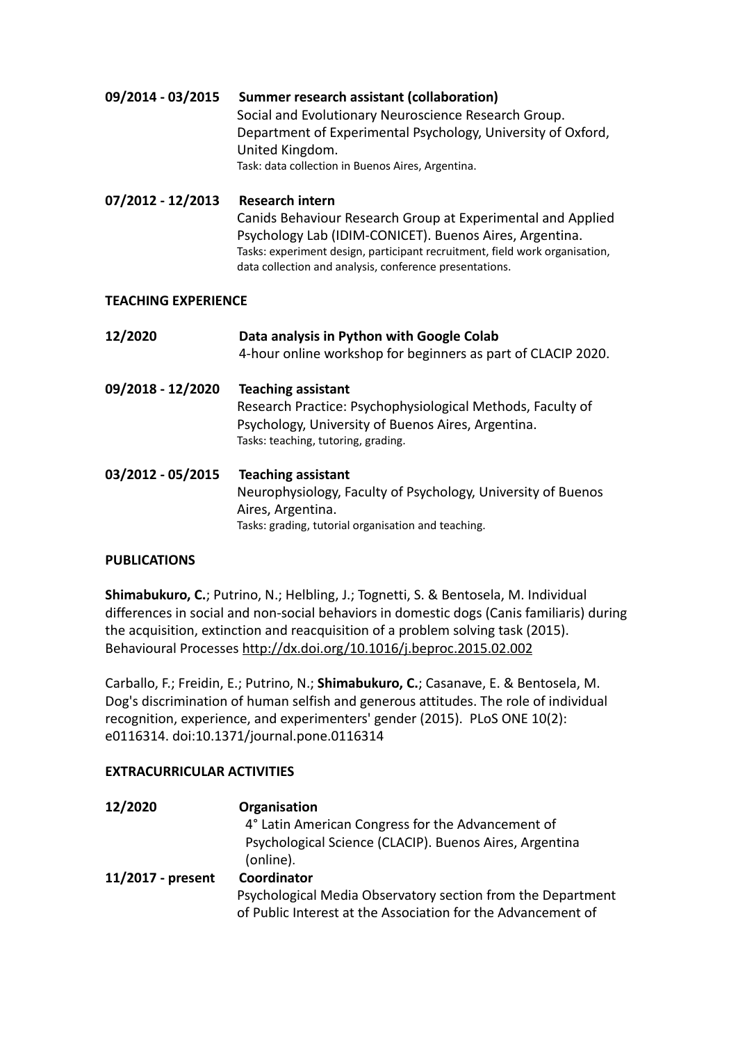**09/2014 - 03/2015** **Summer research assistant (collaboration)**
Social and Evolutionary Neuroscience Research Group. Department of Experimental Psychology, University of Oxford, United Kingdom.
Task: data collection in Buenos Aires, Argentina.

**07/2012 - 12/2013** **Research intern**
Canids Behaviour Research Group at Experimental and Applied Psychology Lab (IDIM-CONICET). Buenos Aires, Argentina.
Tasks: experiment design, participant recruitment, field work organisation, data collection and analysis, conference presentations.

## TEACHING EXPERIENCE

**12/2020** **Data analysis in Python with Google Colab**
4-hour online workshop for beginners as part of CLACIP 2020.

**09/2018 - 12/2020** **Teaching assistant**
Research Practice: Psychophysiological Methods, Faculty of Psychology, University of Buenos Aires, Argentina.
Tasks: teaching, tutoring, grading.

**03/2012 - 05/2015** **Teaching assistant**
Neurophysiology, Faculty of Psychology, University of Buenos Aires, Argentina.
Tasks: grading, tutorial organisation and teaching.

## PUBLICATIONS

**Shimabukuro, C.**; Putrino, N.; Helbling, J.; Tognetti, S. & Bentosela, M. Individual differences in social and non-social behaviors in domestic dogs (Canis familiaris) during the acquisition, extinction and reacquisition of a problem solving task (2015). Behavioural Processes http://dx.doi.org/10.1016/j.beproc.2015.02.002

Carballo, F.; Freidin, E.; Putrino, N.; **Shimabukuro, C.**; Casanave, E. & Bentosela, M. Dog's discrimination of human selfish and generous attitudes. The role of individual recognition, experience, and experimenters' gender (2015). PLoS ONE 10(2): e0116314. doi:10.1371/journal.pone.0116314

## EXTRACURRICULAR ACTIVITIES

**12/2020** **Organisation**
4° Latin American Congress for the Advancement of Psychological Science (CLACIP). Buenos Aires, Argentina (online).

**11/2017 - present** **Coordinator**
Psychological Media Observatory section from the Department of Public Interest at the Association for the Advancement of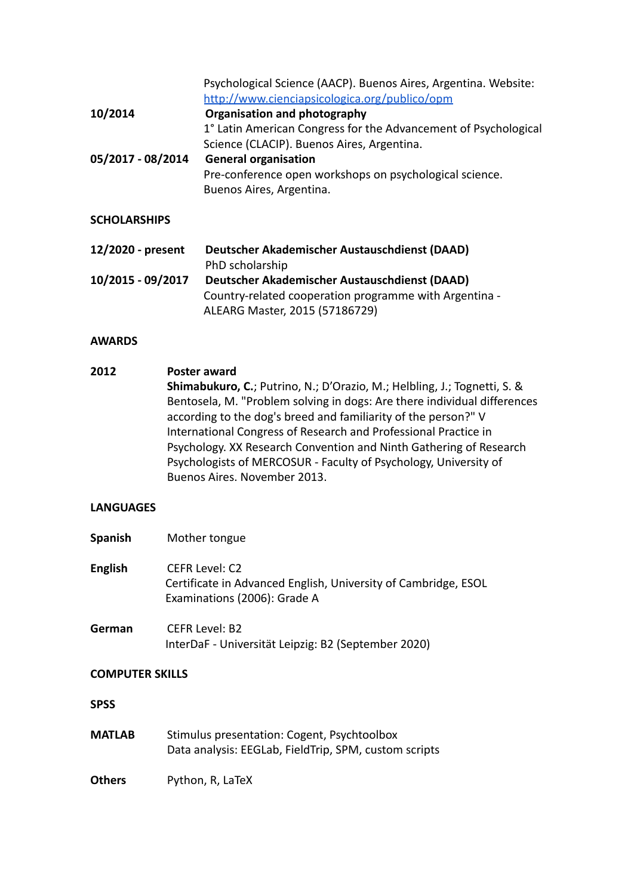Psychological Science (AACP). Buenos Aires, Argentina. Website: [http://www.cienciapsicologica.org/publico/opm](http://www.cienciapsicologica.org/publico/opm)

**10/2014** **Organisation and photography**
1° Latin American Congress for the Advancement of Psychological Science (CLACIP). Buenos Aires, Argentina.

**05/2017 - 08/2014** **General organisation**
Pre-conference open workshops on psychological science. Buenos Aires, Argentina.

## SCHOLARSHIPS

**12/2020 - present** **Deutscher Akademischer Austauschdienst (DAAD)**
PhD scholarship

**10/2015 - 09/2017** **Deutscher Akademischer Austauschdienst (DAAD)**
Country-related cooperation programme with Argentina - ALEARG Master, 2015 (57186729)

## AWARDS

**2012** **Poster award**
**Shimabukuro, C.**; Putrino, N.; D'Orazio, M.; Helbling, J.; Tognetti, S. & Bentosela, M. "Problem solving in dogs: Are there individual differences according to the dog's breed and familiarity of the person?" V International Congress of Research and Professional Practice in Psychology. XX Research Convention and Ninth Gathering of Research Psychologists of MERCOSUR - Faculty of Psychology, University of Buenos Aires. November 2013.

## LANGUAGES

**Spanish** Mother tongue

**English** CEFR Level: C2
Certificate in Advanced English, University of Cambridge, ESOL Examinations (2006): Grade A

**German** CEFR Level: B2
InterDaF - Universität Leipzig: B2 (September 2020)

## COMPUTER SKILLS

**SPSS**

**MATLAB** Stimulus presentation: Cogent, Psychtoolbox
Data analysis: EEGLab, FieldTrip, SPM, custom scripts

**Others** Python, R, LaTeX